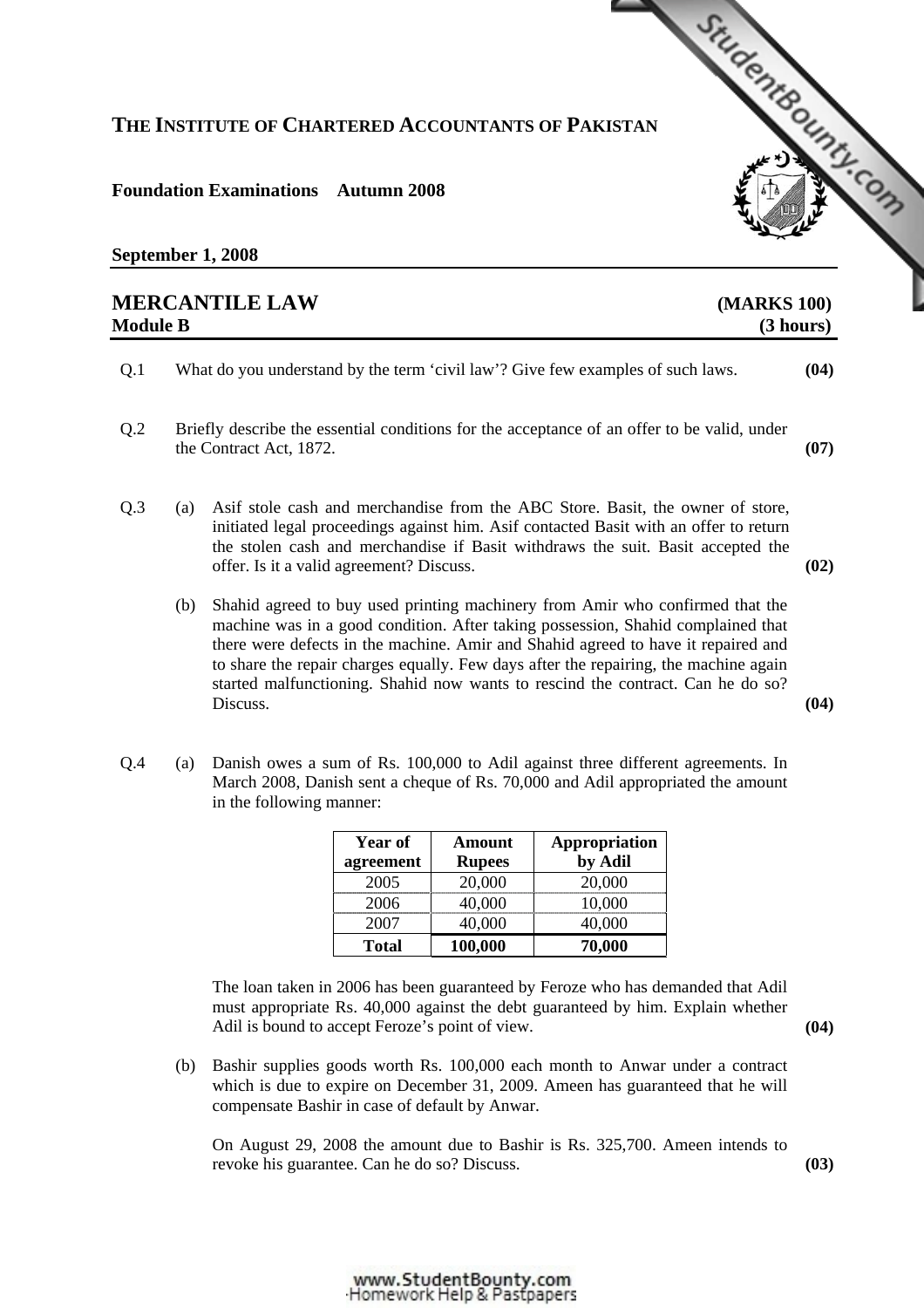**THE INSTITUTE OF CHARTERED ACCOUNTANTS OF PAKISTAN**

**Foundation Examinations Autumn 2008**

**September 1, 2008**

## MERCANTILE LAW (MARKS 100)

**Module B (3 hours)**

Q.1 What do you understand by the term 'civil law'? Give few examples of such laws. **(04)**

Q.2 Briefly describe the essential conditions for the acceptance of an offer to be valid, under the Contract Act, 1872. **(07)**

Q.3 (a) Asif stole cash and merchandise from the ABC Store. Basit, the owner of store, initiated legal proceedings against him. Asif contacted Basit with an offer to return the stolen cash and merchandise if Basit withdraws the suit. Basit accepted the offer. Is it a valid agreement? Discuss. **(02)**

(b) Shahid agreed to buy used printing machinery from Amir who confirmed that the machine was in a good condition. After taking possession, Shahid complained that there were defects in the machine. Amir and Shahid agreed to have it repaired and to share the repair charges equally. Few days after the repairing, the machine again started malfunctioning. Shahid now wants to rescind the contract. Can he do so? Discuss. **(04)**

Q.4 (a) Danish owes a sum of Rs. 100,000 to Adil against three different agreements. In March 2008, Danish sent a cheque of Rs. 70,000 and Adil appropriated the amount in the following manner:

| Year of agreement | Amount Rupees | Appropriation by Adil |
|---|---|---|
| 2005 | 20,000 | 20,000 |
| 2006 | 40,000 | 10,000 |
| 2007 | 40,000 | 40,000 |
| **Total** | **100,000** | **70,000** |

The loan taken in 2006 has been guaranteed by Feroze who has demanded that Adil must appropriate Rs. 40,000 against the debt guaranteed by him. Explain whether Adil is bound to accept Feroze's point of view. **(04)**

(b) Bashir supplies goods worth Rs. 100,000 each month to Anwar under a contract which is due to expire on December 31, 2009. Ameen has guaranteed that he will compensate Bashir in case of default by Anwar.

On August 29, 2008 the amount due to Bashir is Rs. 325,700. Ameen intends to revoke his guarantee. Can he do so? Discuss. **(03)**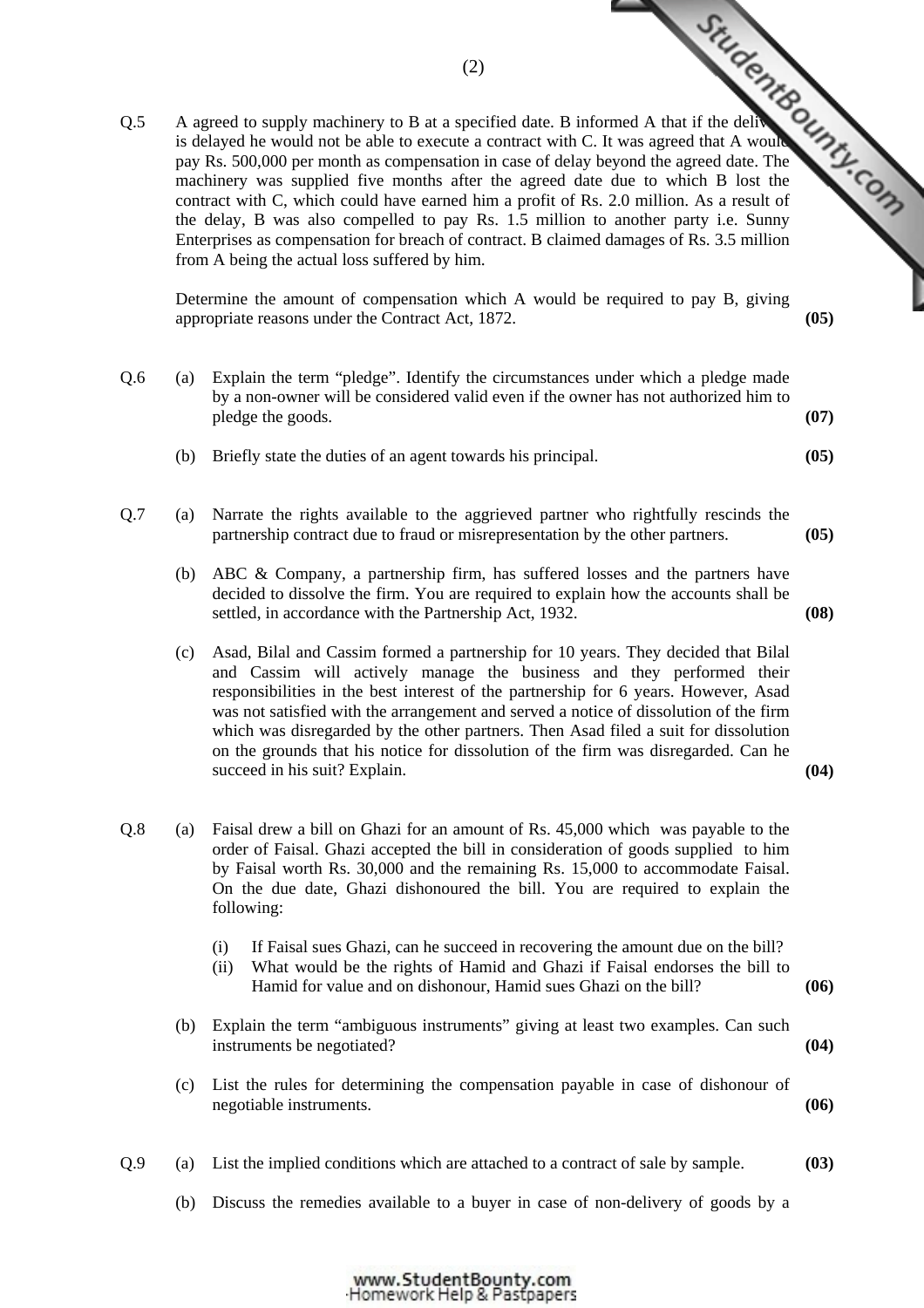Q.5 A agreed to supply machinery to B at a specified date. B informed A that if the delivery is delayed he would not be able to execute a contract with C. It was agreed that A would pay Rs. 500,000 per month as compensation in case of delay beyond the agreed date. The machinery was supplied five months after the agreed date due to which B lost the contract with C, which could have earned him a profit of Rs. 2.0 million. As a result of the delay, B was also compelled to pay Rs. 1.5 million to another party i.e. Sunny Enterprises as compensation for breach of contract. B claimed damages of Rs. 3.5 million from A being the actual loss suffered by him.

Determine the amount of compensation which A would be required to pay B, giving appropriate reasons under the Contract Act, 1872. **(05)**

Q.6 (a) Explain the term "pledge". Identify the circumstances under which a pledge made by a non-owner will be considered valid even if the owner has not authorized him to pledge the goods. **(07)**

(b) Briefly state the duties of an agent towards his principal. **(05)**

Q.7 (a) Narrate the rights available to the aggrieved partner who rightfully rescinds the partnership contract due to fraud or misrepresentation by the other partners. **(05)**

(b) ABC & Company, a partnership firm, has suffered losses and the partners have decided to dissolve the firm. You are required to explain how the accounts shall be settled, in accordance with the Partnership Act, 1932. **(08)**

(c) Asad, Bilal and Cassim formed a partnership for 10 years. They decided that Bilal and Cassim will actively manage the business and they performed their responsibilities in the best interest of the partnership for 6 years. However, Asad was not satisfied with the arrangement and served a notice of dissolution of the firm which was disregarded by the other partners. Then Asad filed a suit for dissolution on the grounds that his notice for dissolution of the firm was disregarded. Can he succeed in his suit? Explain. **(04)**

Q.8 (a) Faisal drew a bill on Ghazi for an amount of Rs. 45,000 which was payable to the order of Faisal. Ghazi accepted the bill in consideration of goods supplied to him by Faisal worth Rs. 30,000 and the remaining Rs. 15,000 to accommodate Faisal. On the due date, Ghazi dishonoured the bill. You are required to explain the following:

(i) If Faisal sues Ghazi, can he succeed in recovering the amount due on the bill?

(ii) What would be the rights of Hamid and Ghazi if Faisal endorses the bill to Hamid for value and on dishonour, Hamid sues Ghazi on the bill? **(06)**

(b) Explain the term "ambiguous instruments" giving at least two examples. Can such instruments be negotiated? **(04)**

(c) List the rules for determining the compensation payable in case of dishonour of negotiable instruments. **(06)**

Q.9 (a) List the implied conditions which are attached to a contract of sale by sample. **(03)**

(b) Discuss the remedies available to a buyer in case of non-delivery of goods by a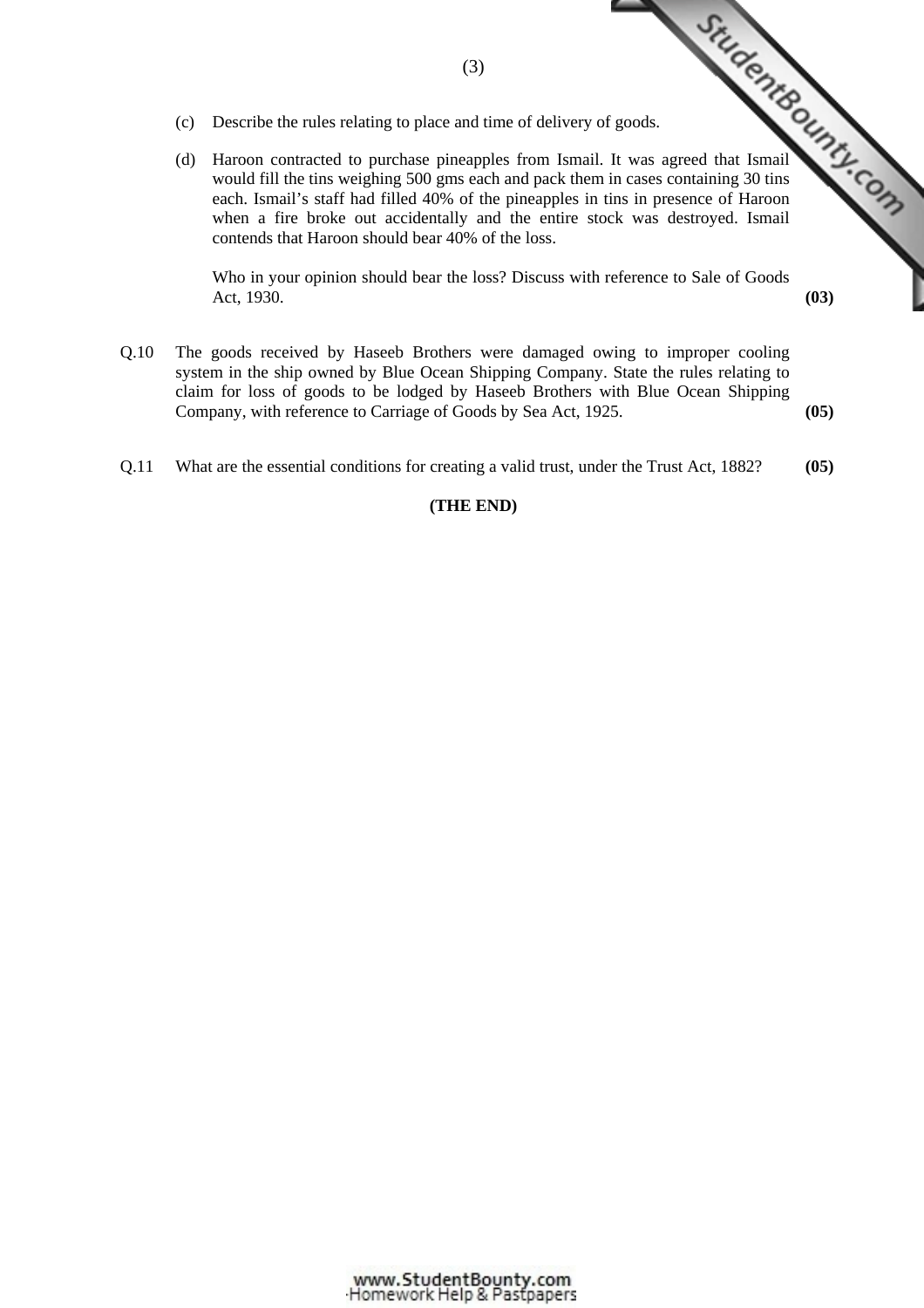(c) Describe the rules relating to place and time of delivery of goods.

(d) Haroon contracted to purchase pineapples from Ismail. It was agreed that Ismail would fill the tins weighing 500 gms each and pack them in cases containing 30 tins each. Ismail's staff had filled 40% of the pineapples in tins in presence of Haroon when a fire broke out accidentally and the entire stock was destroyed. Ismail contends that Haroon should bear 40% of the loss.

Who in your opinion should bear the loss? Discuss with reference to Sale of Goods Act, 1930. **(03)**

Q.10 The goods received by Haseeb Brothers were damaged owing to improper cooling system in the ship owned by Blue Ocean Shipping Company. State the rules relating to claim for loss of goods to be lodged by Haseeb Brothers with Blue Ocean Shipping Company, with reference to Carriage of Goods by Sea Act, 1925. **(05)**

Q.11 What are the essential conditions for creating a valid trust, under the Trust Act, 1882? **(05)**

**(THE END)**